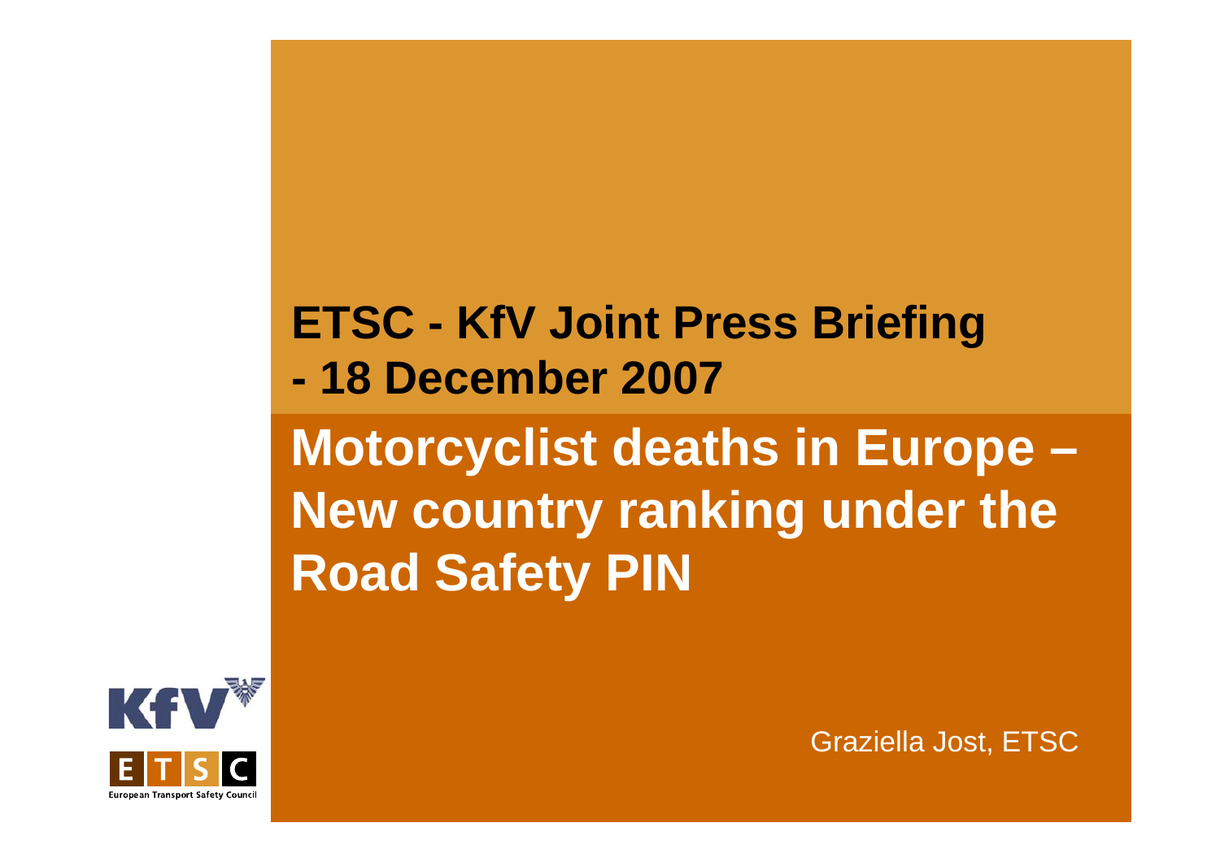## ETSC - KfV Joint Press Briefing
## - 18 December 2007

# Motorcyclist deaths in Europe – New country ranking under the Road Safety PIN

Graziella Jost, ETSC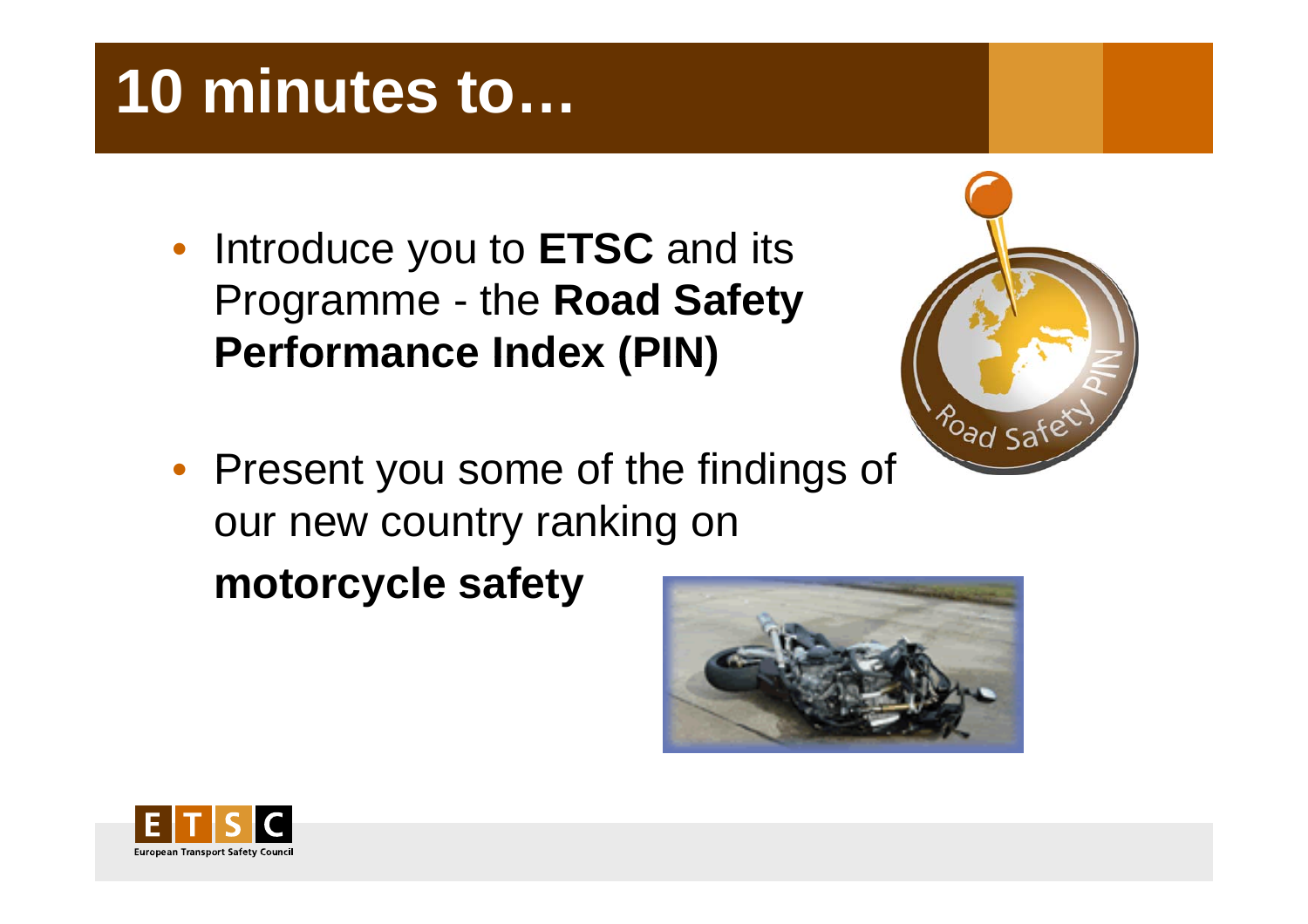# 10 minutes to…

- Introduce you to **ETSC** and its Programme - the **Road Safety Performance Index (PIN)**
- Present you some of the findings of our new country ranking on **motorcycle safety**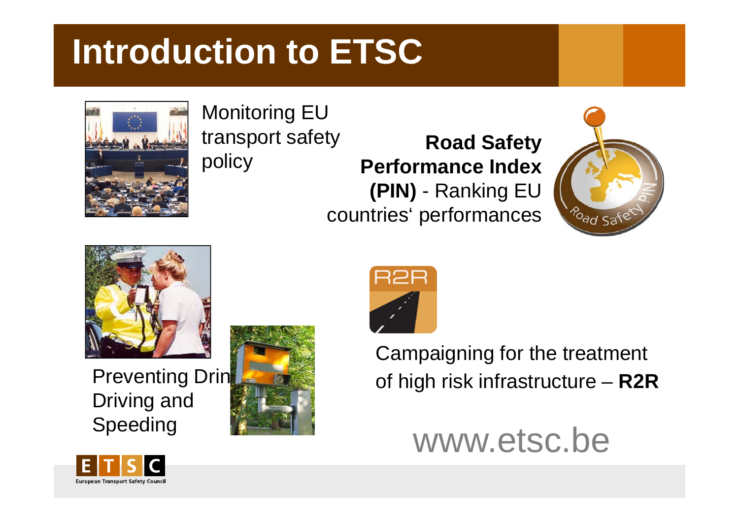# Introduction to ETSC

Monitoring EU transport safety policy

**Road Safety Performance Index (PIN)** - Ranking EU countries' performances

Preventing Drink Driving and Speeding

Campaigning for the treatment of high risk infrastructure – **R2R**

www.etsc.be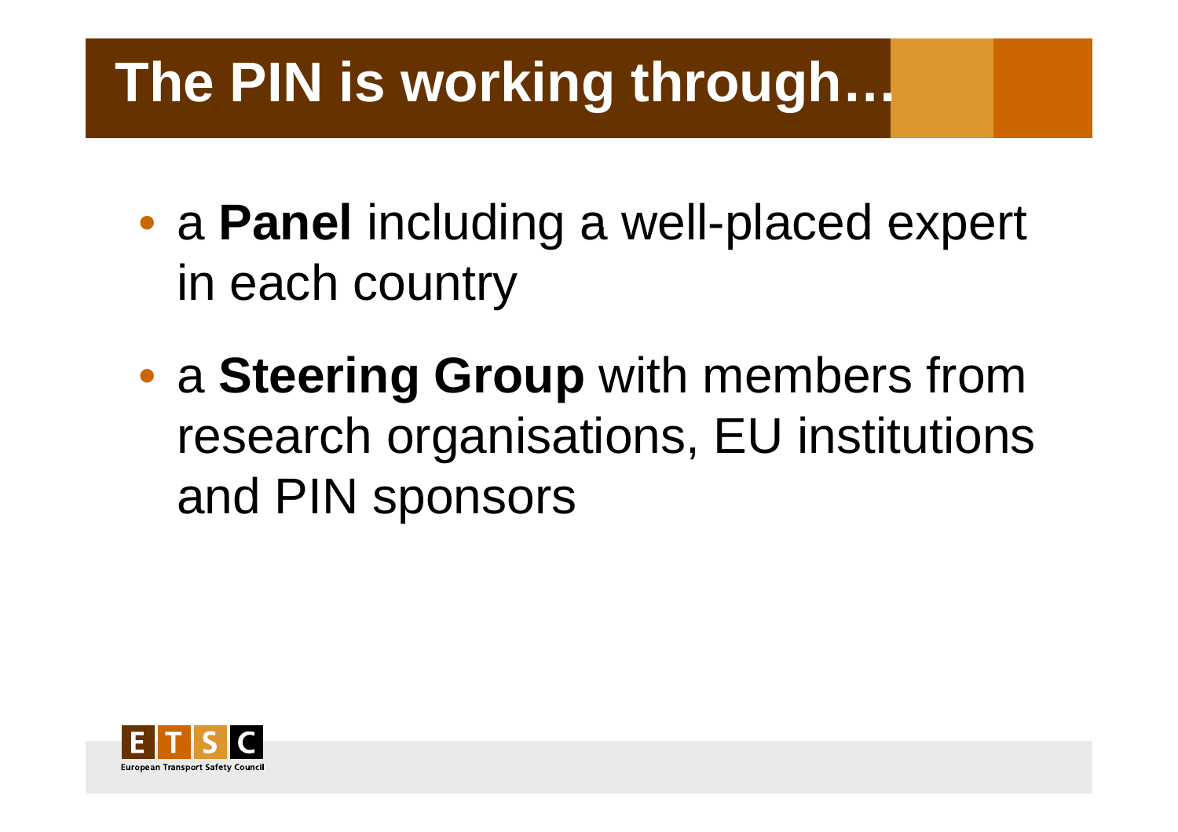# The PIN is working through…

- a **Panel** including a well-placed expert in each country
- a **Steering Group** with members from research organisations, EU institutions and PIN sponsors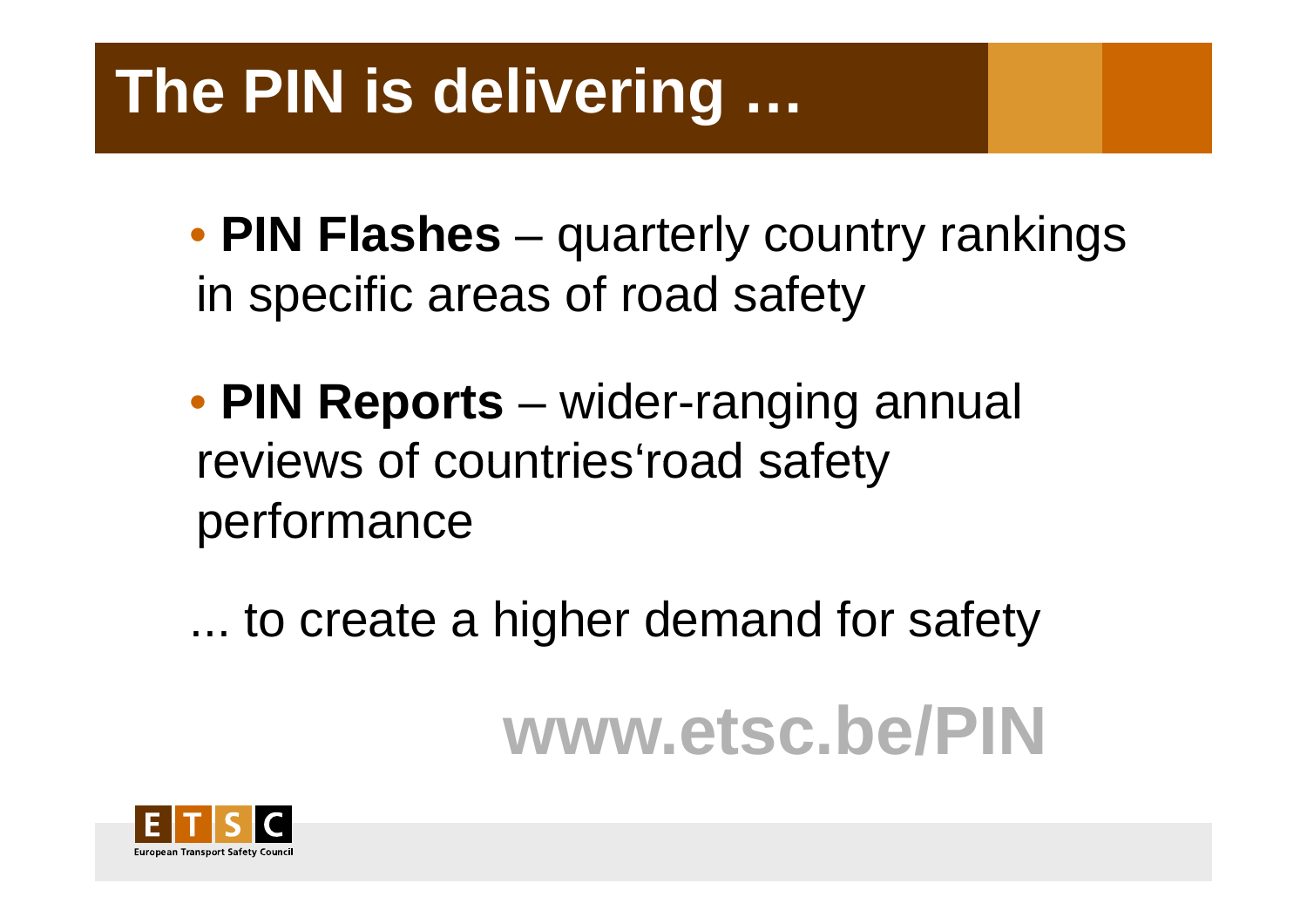# The PIN is delivering …

- **PIN Flashes** – quarterly country rankings in specific areas of road safety

- **PIN Reports** – wider-ranging annual reviews of countries'road safety performance

... to create a higher demand for safety

**www.etsc.be/PIN**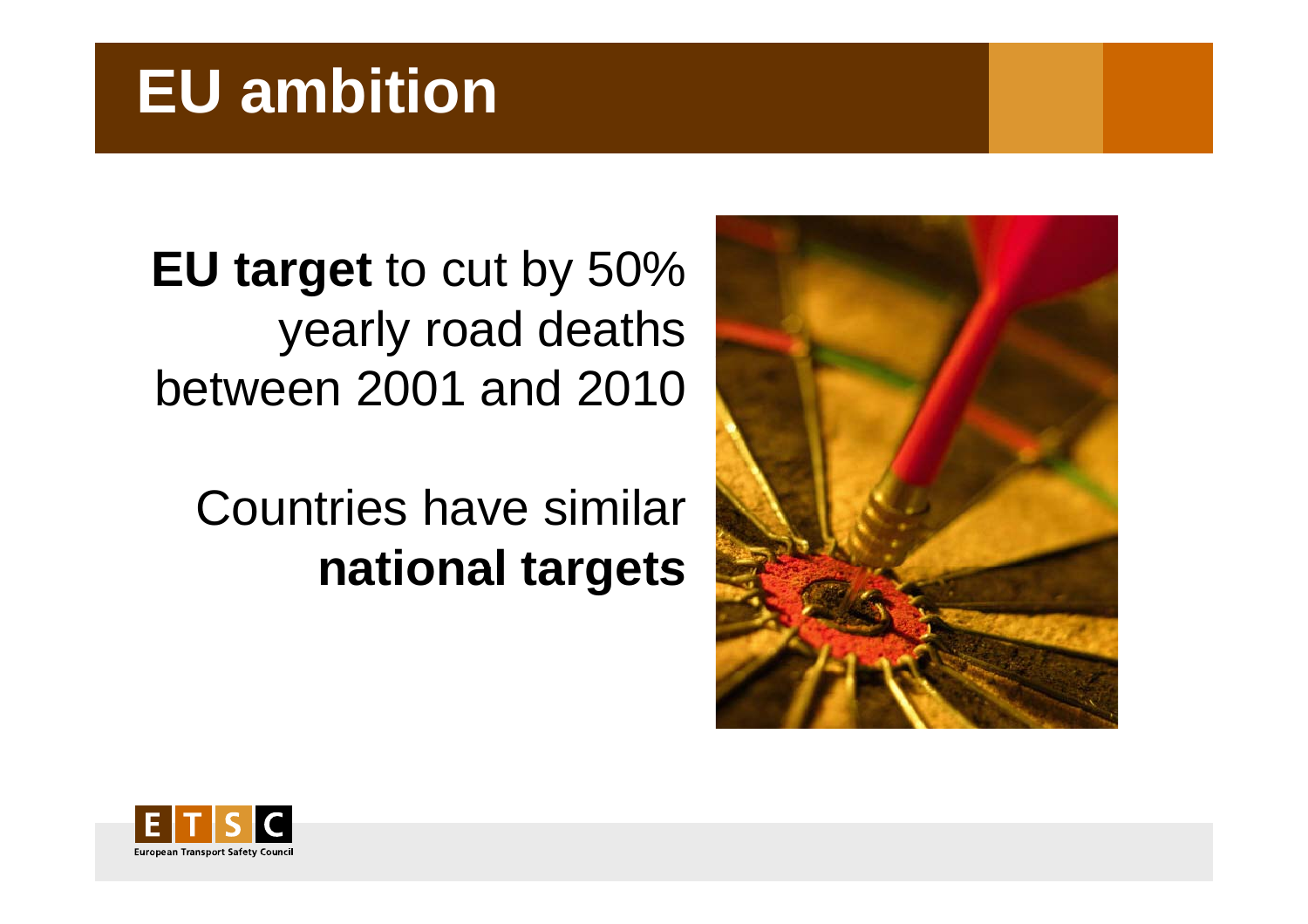# EU ambition

**EU target** to cut by 50% yearly road deaths between 2001 and 2010

Countries have similar **national targets**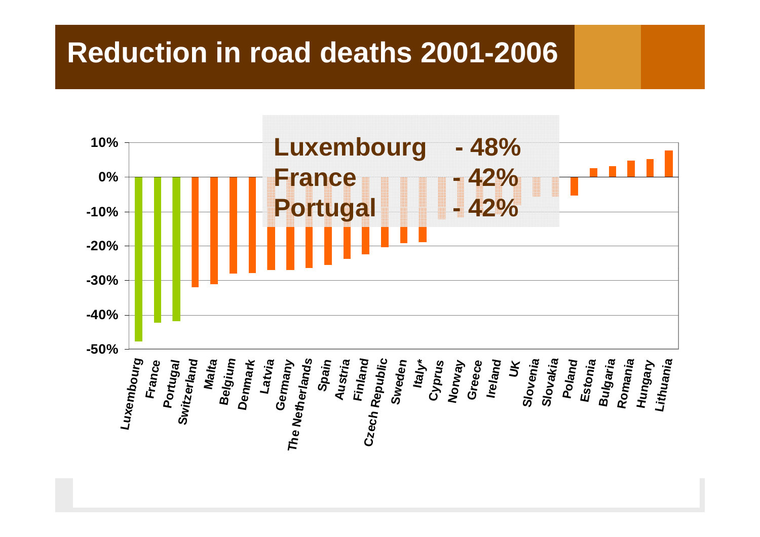# Reduction in road deaths 2001-2006

**Luxembourg - 48%**
**France - 42%**
**Portugal - 42%**

10%
0%
-10%
-20%
-30%
-40%
-50%

*Luxembourg*, *France*, *Portugal*, *Switzerland*, *Malta*, *Belgium*, *Denmark*, *Latvia*, *Germany*, *The Netherlands*, *Spain*, *Austria*, *Finland*, *Czech Republic*, *Sweden*, *Italy**, *Cyprus*, *Norway*, *Greece*, *Ireland*, *UK*, *Slovenia*, *Slovakia*, *Poland*, *Estonia*, *Bulgaria*, *Romania*, *Hungary*, *Lithuania*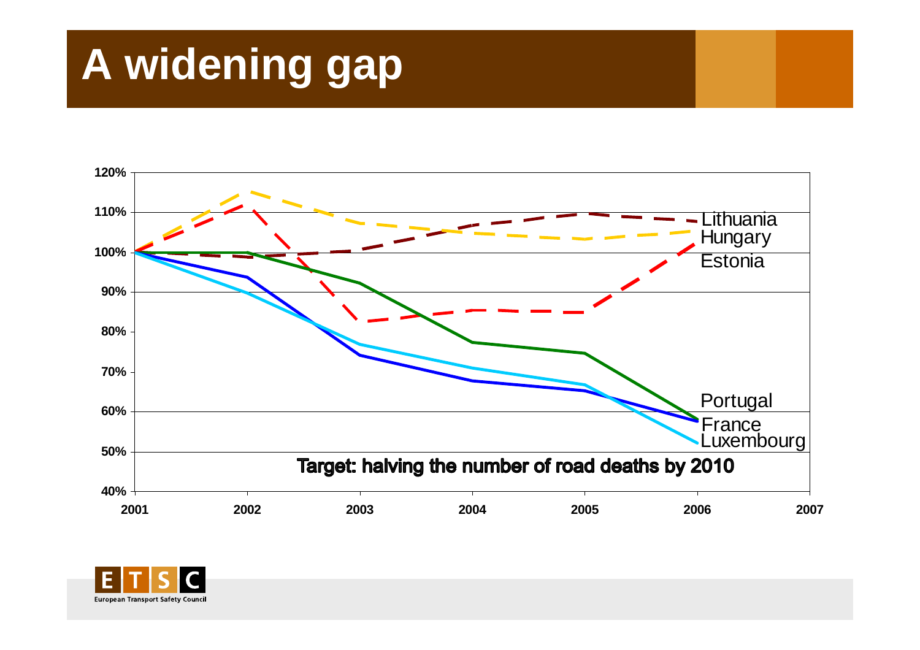# A widening gap

Target: halving the number of road deaths by 2010

Lithuania
Hungary
Estonia
Portugal
France
Luxembourg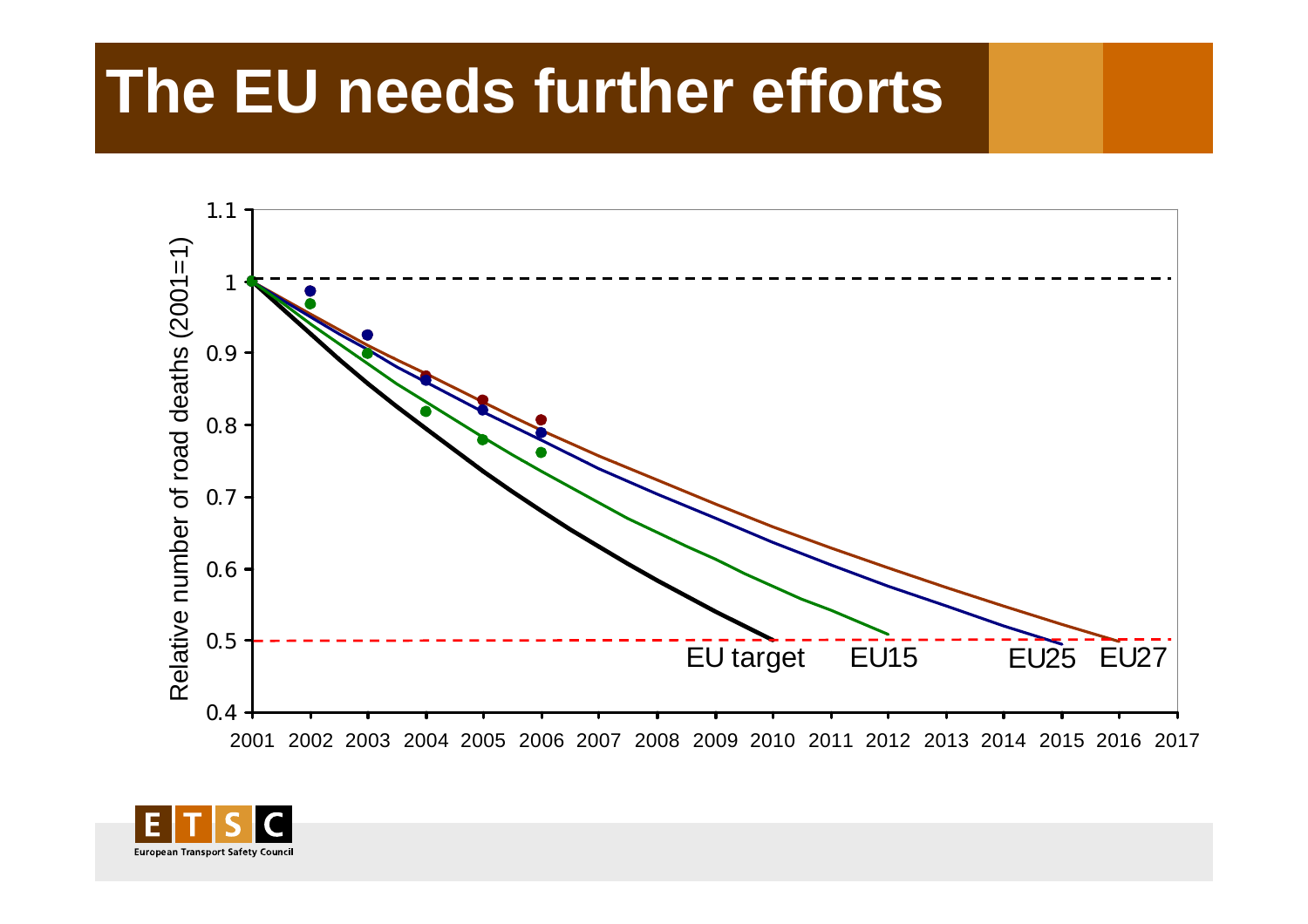# The EU needs further efforts

Relative number of road deaths (2001=1)

1.1
1
0.9
0.8
0.7
0.6
0.5
0.4

2001 2002 2003 2004 2005 2006 2007 2008 2009 2010 2011 2012 2013 2014 2015 2016 2017

EU target EU15 EU25 EU27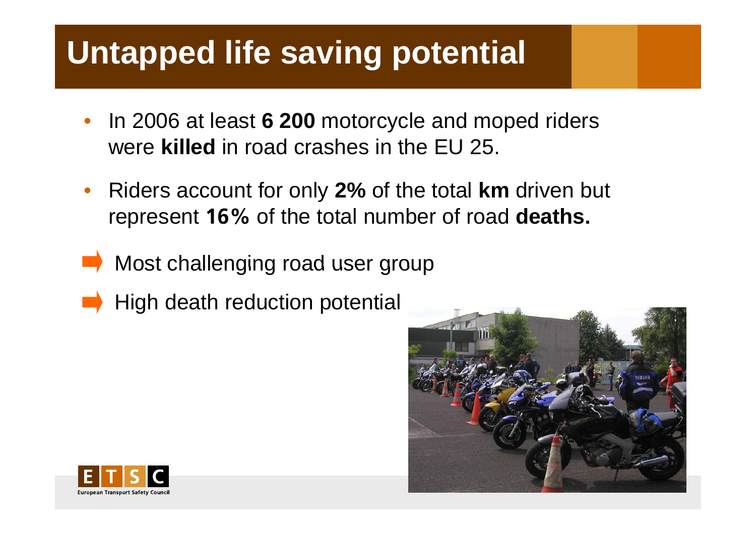# Untapped life saving potential

- In 2006 at least **6 200** motorcycle and moped riders were **killed** in road crashes in the EU 25.
- Riders account for only **2%** of the total **km** driven but represent **16%** of the total number of road **deaths.**

➡ Most challenging road user group

➡ High death reduction potential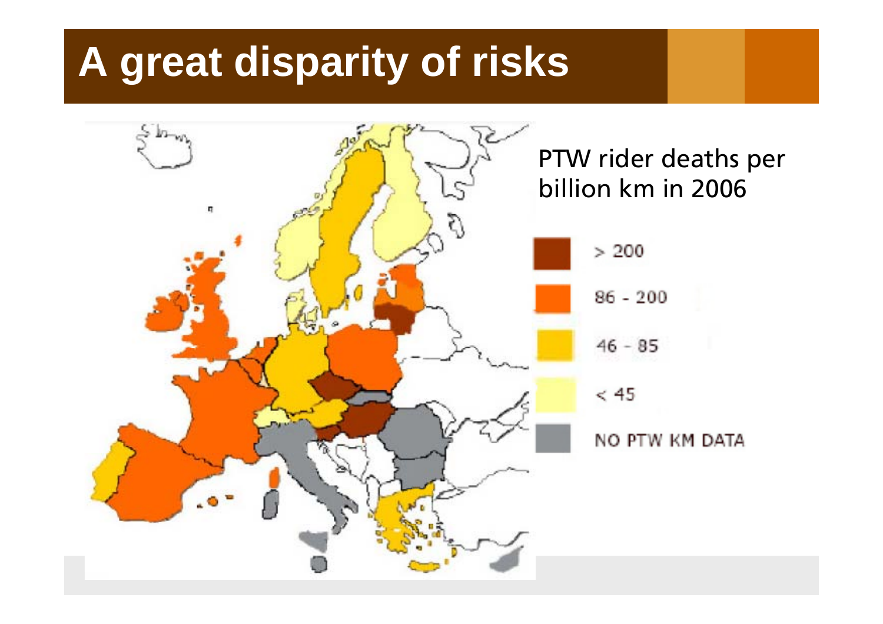# A great disparity of risks

PTW rider deaths per billion km in 2006

- > 200
- 86 - 200
- 46 - 85
- < 45
- NO PTW KM DATA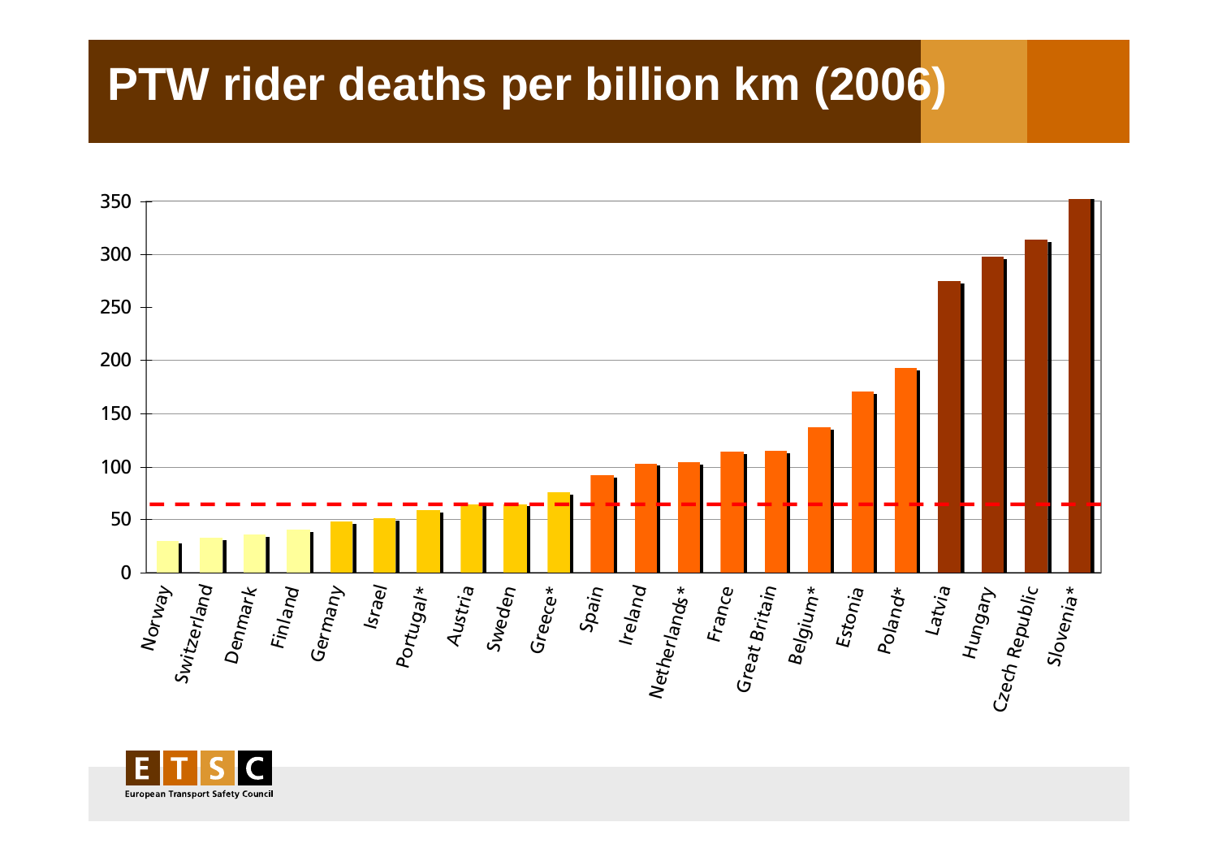# PTW rider deaths per billion km (2006)

| Country | Deaths per billion km |
|---|---|
| Norway | 30 |
| Switzerland | 33 |
| Denmark | 36 |
| Finland | 41 |
| Germany | 48 |
| Israel | 51 |
| Portugal* | 59 |
| Austria | 64 |
| Sweden | 64 |
| Greece* | 76 |
| Spain | 92 |
| Ireland | 103 |
| Netherlands* | 104 |
| France | 114 |
| Great Britain | 115 |
| Belgium* | 137 |
| Estonia | 171 |
| Poland* | 193 |
| Latvia | 275 |
| Hungary | 298 |
| Czech Republic | 314 |
| Slovenia* | 352 |

European Transport Safety Council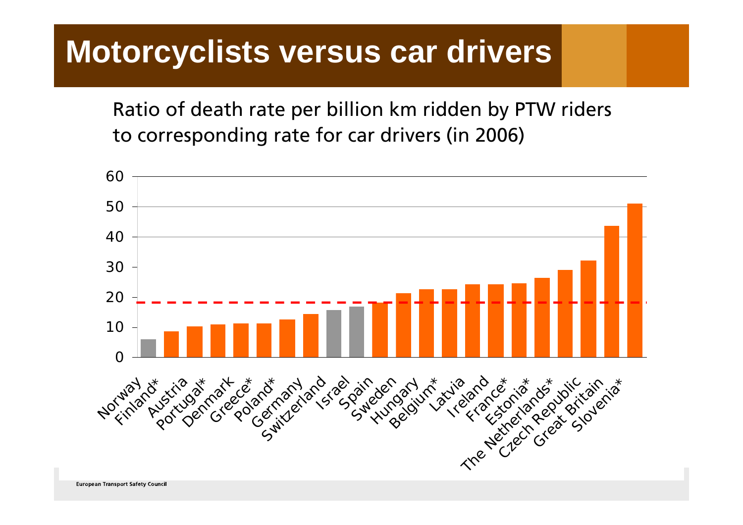# Motorcyclists versus car drivers

Ratio of death rate per billion km ridden by PTW riders to corresponding rate for car drivers (in 2006)

| Country | Ratio |
| --- | --- |
| Norway | 6 |
| Finland* | 8.6 |
| Austria | 10.3 |
| Portugal* | 10.9 |
| Denmark | 11.2 |
| Greece* | 11.2 |
| Poland* | 12.5 |
| Germany | 14.4 |
| Switzerland | 15.7 |
| Israel | 16.9 |
| Spain | 18.1 |
| Sweden | 21.2 |
| Hungary | 22.6 |
| Belgium* | 22.6 |
| Latvia | 24.2 |
| Ireland | 24.2 |
| France* | 24.5 |
| Estonia* | 26.3 |
| The Netherlands* | 29 |
| Czech Republic | 32.1 |
| Great Britain | 43.6 |
| Slovenia* | 51 |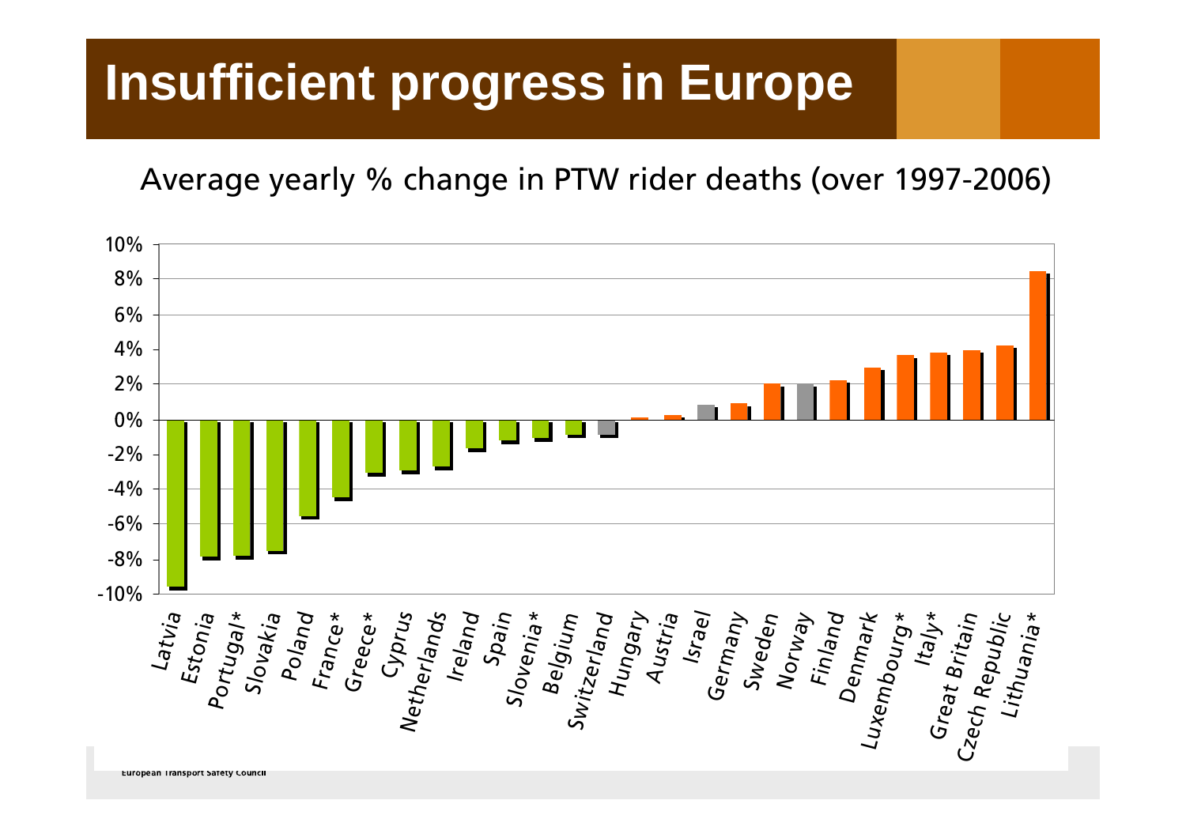# Insufficient progress in Europe

Average yearly % change in PTW rider deaths (over 1997-2006)

| Country | Average yearly % change |
|---|---|
| Latvia | -9.6% |
| Estonia | -7.9% |
| Portugal* | -7.9% |
| Slovakia | -7.6% |
| Poland | -5.6% |
| France* | -4.5% |
| Greece* | -3.1% |
| Cyprus | -3.0% |
| Netherlands | -2.8% |
| Ireland | -1.7% |
| Spain | -1.3% |
| Slovenia* | -1.1% |
| Belgium | -0.9% |
| Switzerland | -0.9% |
| Hungary | 0.1% |
| Austria | 0.2% |
| Israel | 0.8% |
| Germany | 0.9% |
| Sweden | 2.0% |
| Norway | 2.0% |
| Finland | 2.2% |
| Denmark | 2.9% |
| Luxembourg* | 3.6% |
| Italy* | 3.8% |
| Great Britain | 3.9% |
| Czech Republic | 4.2% |
| Lithuania* | 8.4% |

European Transport Safety Council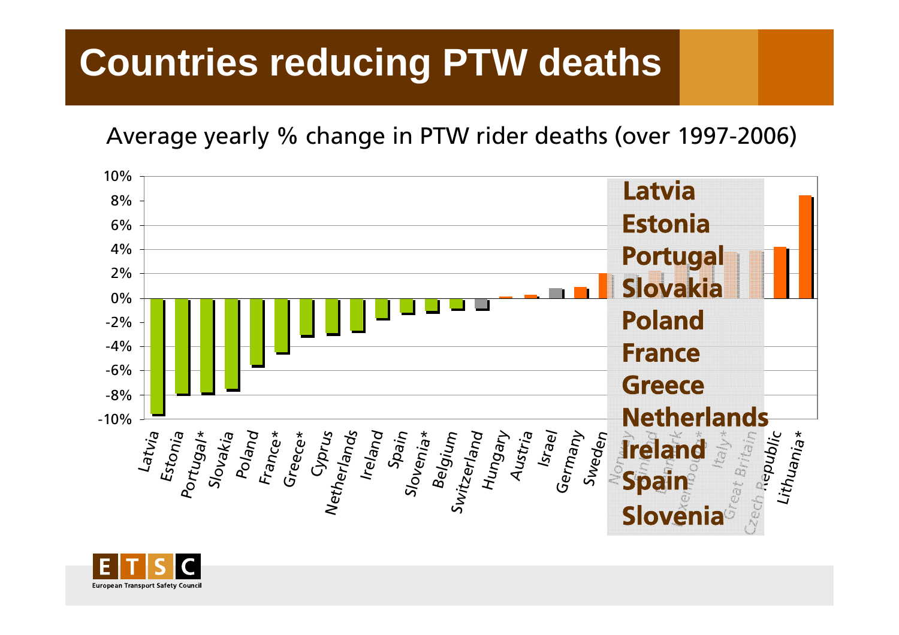# Countries reducing PTW deaths

Average yearly % change in PTW rider deaths (over 1997-2006)

10%
8%
6%
4%
2%
0%
-2%
-4%
-6%
-8%
-10%

Latvia, Estonia, Portugal*, Slovakia, Poland, France*, Greece*, Cyprus, Netherlands, Ireland, Spain, Slovenia*, Belgium, Switzerland, Hungary, Austria, Israel, Germany, Sweden, Norway, Finland, Denmark, Luxembourg*, Italy*, Great Britain, Czech Republic, Lithuania*

**Latvia**
**Estonia**
**Portugal**
**Slovakia**
**Poland**
**France**
**Greece**
**Netherlands**
**Ireland**
**Spain**
**Slovenia**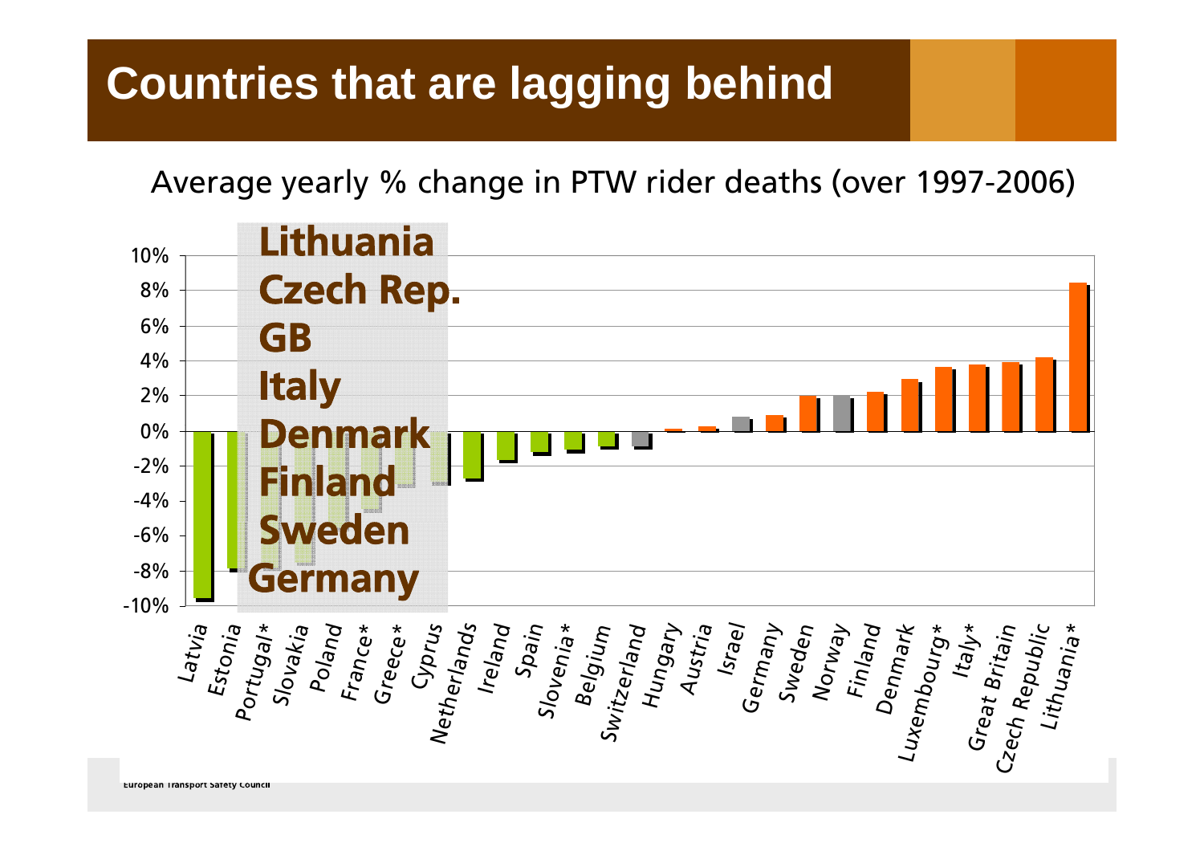# Countries that are lagging behind

Average yearly % change in PTW rider deaths (over 1997-2006)

- Lithuania
- Czech Rep.
- GB
- Italy
- Denmark
- Finland
- Sweden
- Germany

| Country | Average yearly % change |
|---|---|
| Latvia | -9.6% |
| Estonia | -7.9% |
| Portugal* | -7.8% |
| Slovakia | -7.6% |
| Poland | -5.2% |
| France* | -4.5% |
| Greece* | -3.1% |
| Cyprus | -3.0% |
| Netherlands | -2.7% |
| Ireland | -1.7% |
| Spain | -1.2% |
| Slovenia* | -1.1% |
| Belgium | -0.9% |
| Switzerland | -0.9% |
| Hungary | 0.1% |
| Austria | 0.2% |
| Israel | 0.8% |
| Germany | 0.9% |
| Sweden | 2.0% |
| Norway | 2.0% |
| Finland | 2.2% |
| Denmark | 2.9% |
| Luxembourg* | 3.6% |
| Italy* | 3.8% |
| Great Britain | 3.9% |
| Czech Republic | 4.2% |
| Lithuania* | 8.4% |

European Transport Safety Council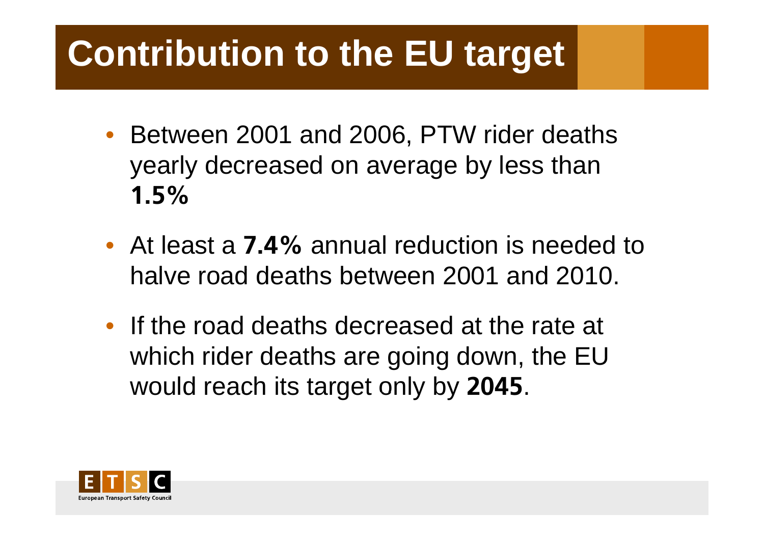# Contribution to the EU target

- Between 2001 and 2006, PTW rider deaths yearly decreased on average by less than **1.5%**
- At least a **7.4%** annual reduction is needed to halve road deaths between 2001 and 2010.
- If the road deaths decreased at the rate at which rider deaths are going down, the EU would reach its target only by **2045**.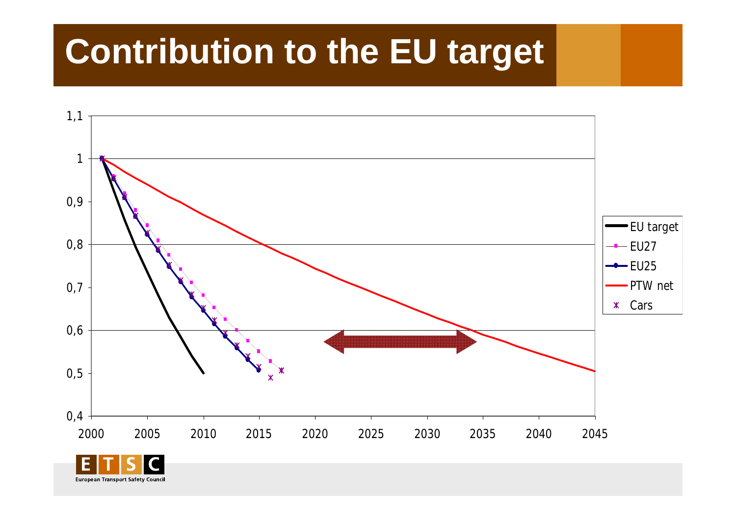# Contribution to the EU target

| | |
|---|---|
| **Y-axis** | 0,4 – 1,1 |
| **X-axis** | 2000 – 2045 |

**Legend:** EU target, EU27, EU25, PTW net, Cars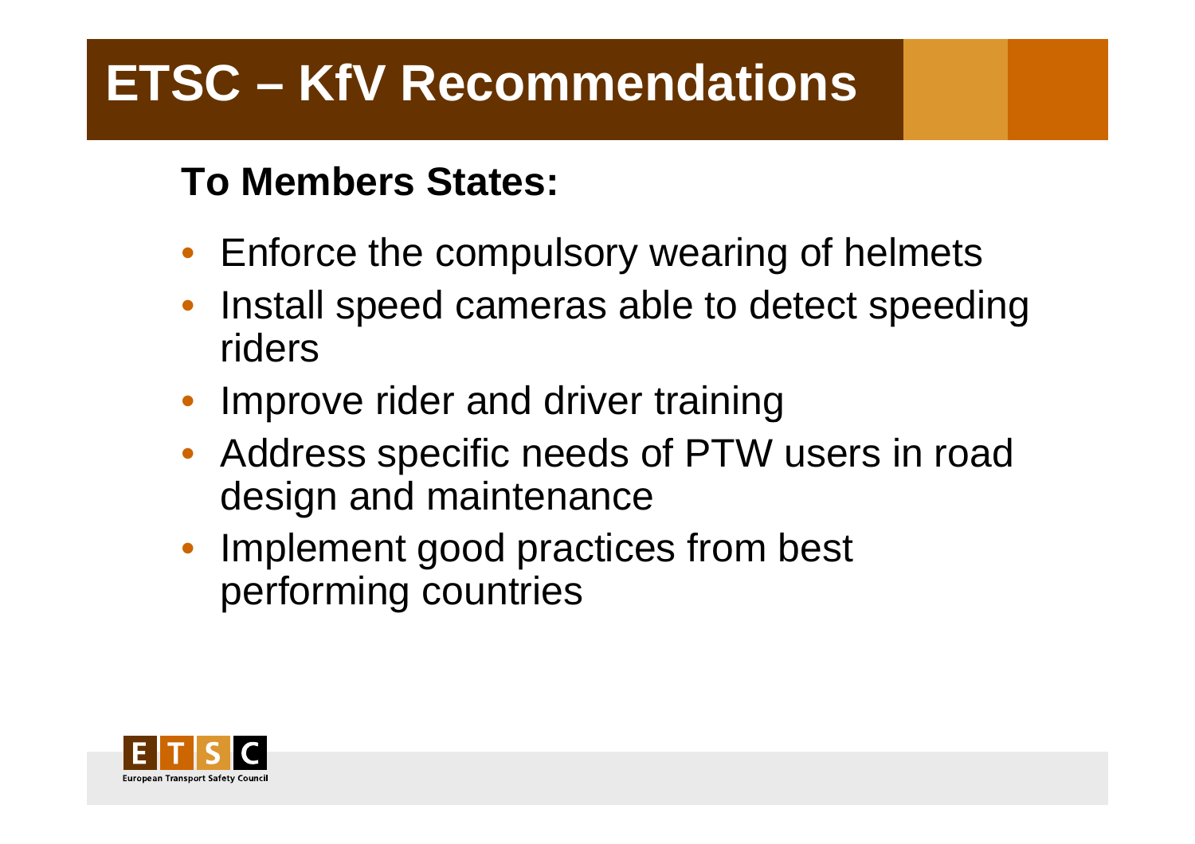# ETSC – KfV Recommendations

**To Members States:**

- Enforce the compulsory wearing of helmets
- Install speed cameras able to detect speeding riders
- Improve rider and driver training
- Address specific needs of PTW users in road design and maintenance
- Implement good practices from best performing countries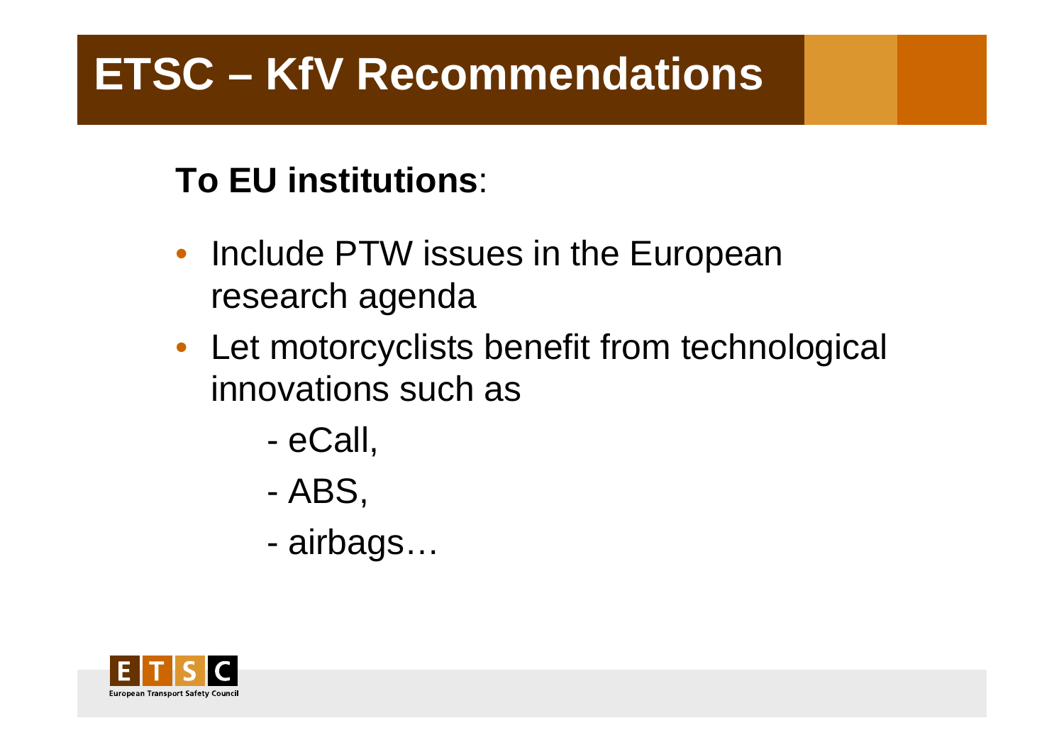# ETSC – KfV Recommendations

**To EU institutions**:

- Include PTW issues in the European research agenda
- Let motorcyclists benefit from technological innovations such as
  - eCall,
  - ABS,
  - airbags…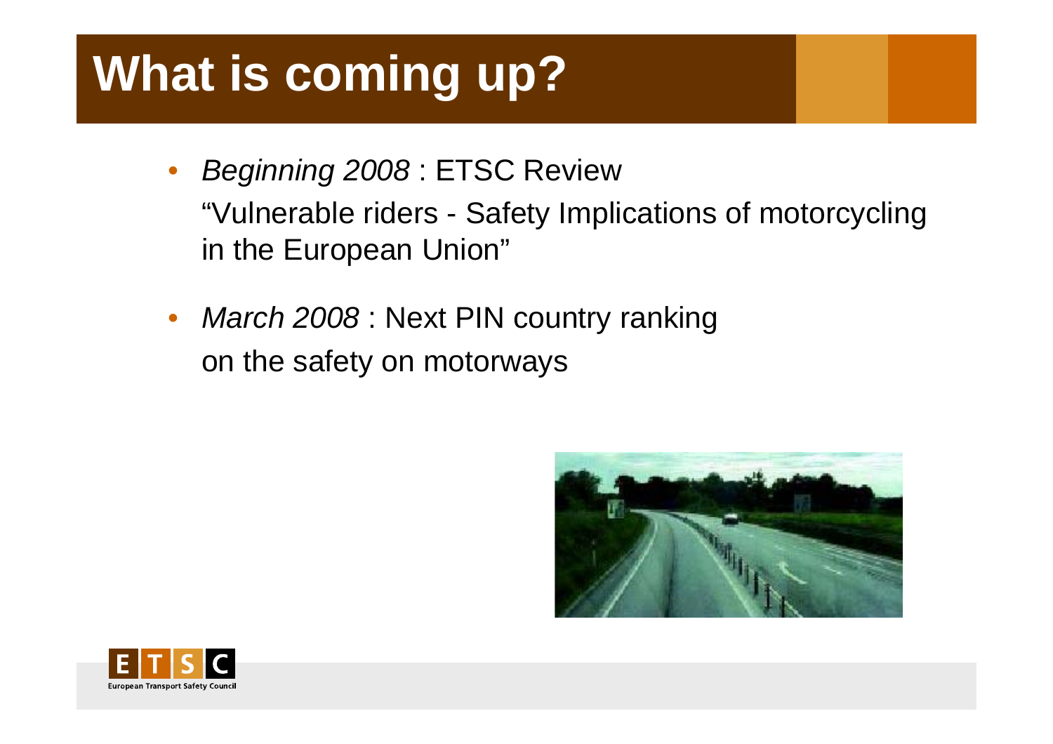# What is coming up?

- *Beginning 2008* : ETSC Review
  "Vulnerable riders - Safety Implications of motorcycling in the European Union"

- *March 2008* : Next PIN country ranking
  on the safety on motorways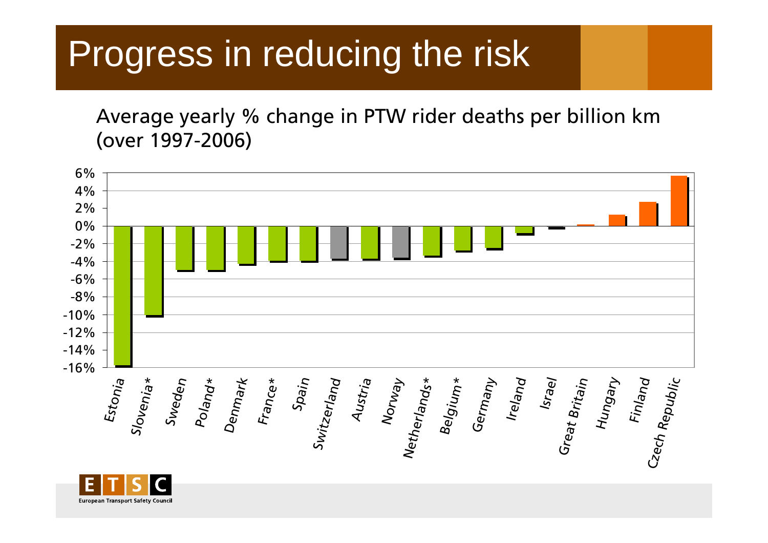# Progress in reducing the risk

Average yearly % change in PTW rider deaths per billion km (over 1997-2006)

6%
4%
2%
0%
-2%
-4%
-6%
-8%
-10%
-12%
-14%
-16%

Estonia, Slovenia*, Sweden, Poland*, Denmark, France*, Spain, Switzerland, Austria, Norway, Netherlands*, Belgium*, Germany, Ireland, Israel, Great Britain, Hungary, Finland, Czech Republic

European Transport Safety Council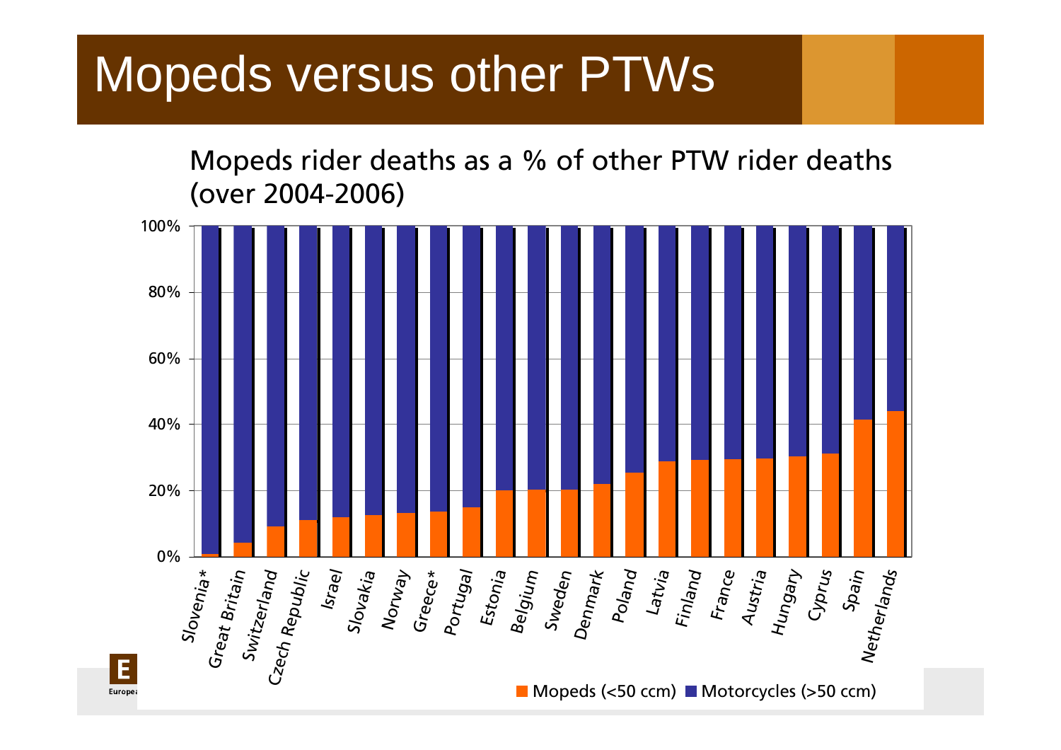# Mopeds versus other PTWs

Mopeds rider deaths as a % of other PTW rider deaths (over 2004-2006)

100%
80%
60%
40%
20%
0%

Slovenia*
Great Britain
Switzerland
Czech Republic
Israel
Slovakia
Norway
Greece*
Portugal
Estonia
Belgium
Sweden
Denmark
Poland
Latvia
Finland
France
Austria
Hungary
Cyprus
Spain
Netherlands

Mopeds (<50 ccm) Motorcycles (>50 ccm)